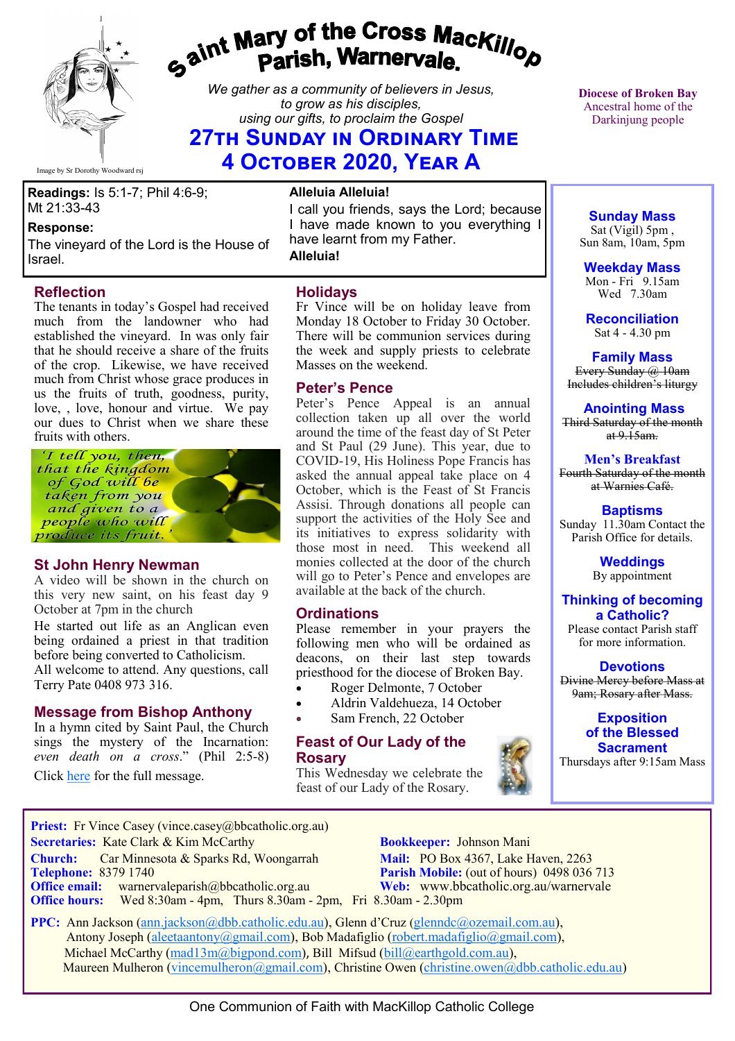# Saint Mary of the Cross MacKillop Parish, Warnervale.

Image by Sr Dorothy Woodward rsj

*We gather as a community of believers in Jesus, to grow as his disciples, using our gifts, to proclaim the Gospel*

## 27th Sunday in Ordinary Time
## 4 October 2020, Year A

Diocese of Broken Bay
Ancestral home of the Darkinjung people

**Readings:** Is 5:1-7; Phil 4:6-9; Mt 21:33-43

**Response:**
The vineyard of the Lord is the House of Israel.

**Alleluia Alleluia!**
I call you friends, says the Lord; because I have made known to you everything I have learnt from my Father.
**Alleluia!**

### Reflection

The tenants in today's Gospel had received much from the landowner who had established the vineyard. In was only fair that he should receive a share of the fruits of the crop. Likewise, we have received much from Christ whose grace produces in us the fruits of truth, goodness, purity, love, , love, honour and virtue. We pay our dues to Christ when we share these fruits with others.

*'I tell you, then, that the kingdom of God will be taken from you and given to a people who will produce its fruit.'*

### St John Henry Newman

A video will be shown in the church on this very new saint, on his feast day 9 October at 7pm in the church

He started out life as an Anglican even being ordained a priest in that tradition before being converted to Catholicism.

All welcome to attend. Any questions, call Terry Pate 0408 973 316.

### Message from Bishop Anthony

In a hymn cited by Saint Paul, the Church sings the mystery of the Incarnation: *even death on a cross*." (Phil 2:5-8)

Click here for the full message.

### Holidays

Fr Vince will be on holiday leave from Monday 18 October to Friday 30 October. There will be communion services during the week and supply priests to celebrate Masses on the weekend.

### Peter's Pence

Peter's Pence Appeal is an annual collection taken up all over the world around the time of the feast day of St Peter and St Paul (29 June). This year, due to COVID-19, His Holiness Pope Francis has asked the annual appeal take place on 4 October, which is the Feast of St Francis Assisi. Through donations all people can support the activities of the Holy See and its initiatives to express solidarity with those most in need. This weekend all monies collected at the door of the church will go to Peter's Pence and envelopes are available at the back of the church.

### Ordinations

Please remember in your prayers the following men who will be ordained as deacons, on their last step towards priesthood for the diocese of Broken Bay.

- Roger Delmonte, 7 October
- Aldrin Valdehueza, 14 October
- Sam French, 22 October

### Feast of Our Lady of the Rosary

This Wednesday we celebrate the feast of our Lady of the Rosary.

---

**Sunday Mass**
Sat (Vigil) 5pm ,
Sun 8am, 10am, 5pm

**Weekday Mass**
Mon - Fri 9.15am
Wed 7.30am

**Reconciliation**
Sat 4 - 4.30 pm

**Family Mass**
~~Every Sunday @ 10am Includes children's liturgy~~

**Anointing Mass**
~~Third Saturday of the month at 9.15am.~~

**Men's Breakfast**
~~Fourth Saturday of the month at Warnies Café.~~

**Baptisms**
Sunday 11.30am Contact the Parish Office for details.

**Weddings**
By appointment

**Thinking of becoming a Catholic?**
Please contact Parish staff for more information.

**Devotions**
~~Divine Mercy before Mass at 9am; Rosary after Mass.~~

**Exposition of the Blessed Sacrament**
Thursdays after 9:15am Mass

---

**Priest:** Fr Vince Casey (vince.casey@bbcatholic.org.au)
**Secretaries:** Kate Clark & Kim McCarthy
**Bookkeeper:** Johnson Mani
**Church:** Car Minnesota & Sparks Rd, Woongarrah
**Mail:** PO Box 4367, Lake Haven, 2263
**Telephone:** 8379 1740
**Parish Mobile:** (out of hours) 0498 036 713
**Office email:** warnervaleparish@bbcatholic.org.au
**Web:** www.bbcatholic.org.au/warnervale
**Office hours:** Wed 8:30am - 4pm, Thurs 8.30am - 2pm, Fri 8.30am - 2.30pm

**PPC:** Ann Jackson (ann.jackson@dbb.catholic.edu.au), Glenn d'Cruz (glenndc@ozemail.com.au), Antony Joseph (aleetaantony@gmail.com), Bob Madafiglio (robert.madafiglio@gmail.com), Michael McCarthy (mad13m@bigpond.com), Bill Mifsud (bill@earthgold.com.au), Maureen Mulheron (vincemulheron@gmail.com), Christine Owen (christine.owen@dbb.catholic.edu.au)

One Communion of Faith with MacKillop Catholic College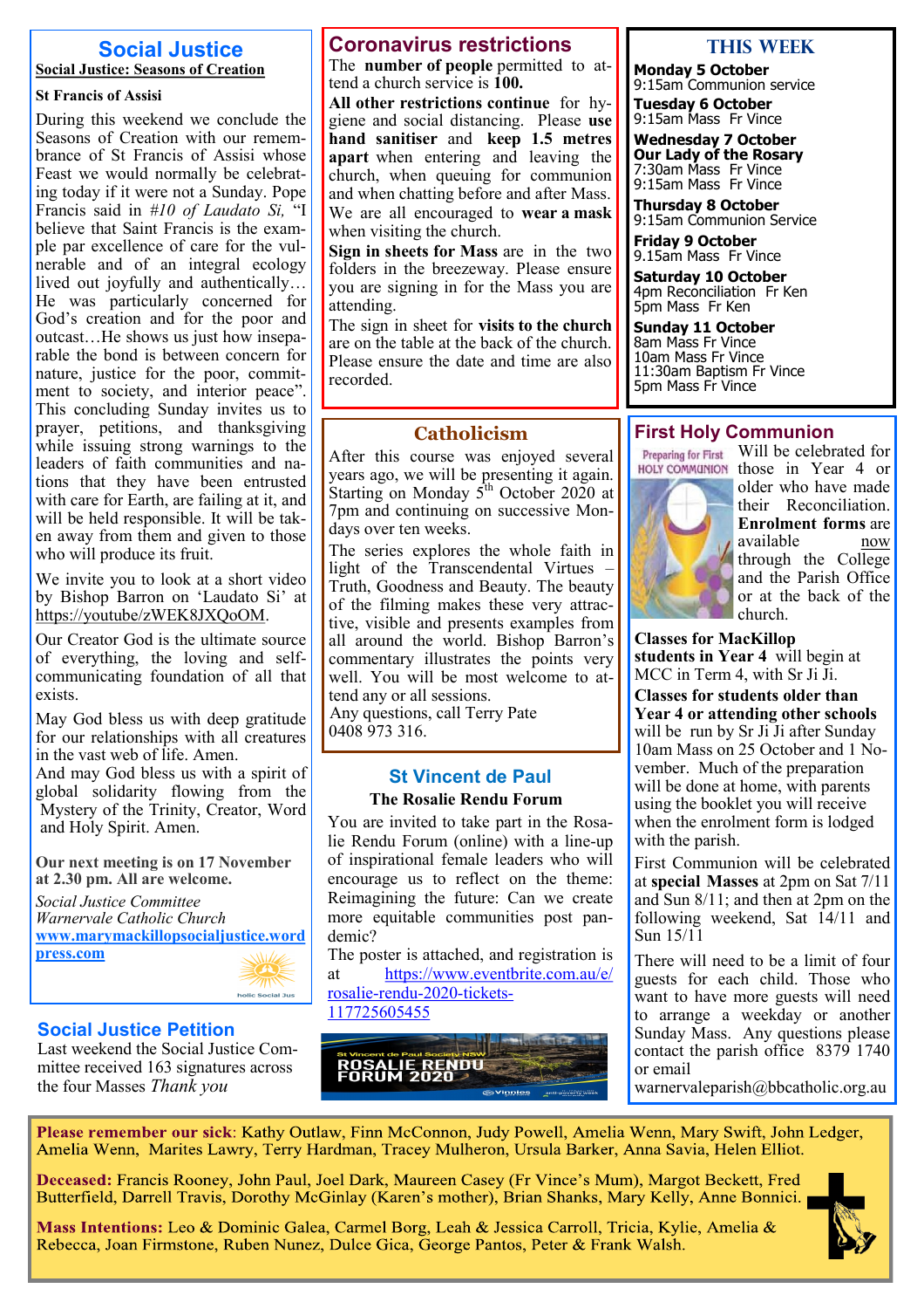## Social Justice

**Social Justice: Seasons of Creation**

**St Francis of Assisi**

During this weekend we conclude the Seasons of Creation with our remembrance of St Francis of Assisi whose Feast we would normally be celebrating today if it were not a Sunday. Pope Francis said in *#10 of Laudato Si,* "I believe that Saint Francis is the example par excellence of care for the vulnerable and of an integral ecology lived out joyfully and authentically… He was particularly concerned for God's creation and for the poor and outcast…He shows us just how inseparable the bond is between concern for nature, justice for the poor, commitment to society, and interior peace". This concluding Sunday invites us to prayer, petitions, and thanksgiving while issuing strong warnings to the leaders of faith communities and nations that they have been entrusted with care for Earth, are failing at it, and will be held responsible. It will be taken away from them and given to those who will produce its fruit.

We invite you to look at a short video by Bishop Barron on 'Laudato Si' at https://youtube/zWEK8JXQoOM.

Our Creator God is the ultimate source of everything, the loving and self-communicating foundation of all that exists.

May God bless us with deep gratitude for our relationships with all creatures in the vast web of life. Amen.
And may God bless us with a spirit of global solidarity flowing from the Mystery of the Trinity, Creator, Word and Holy Spirit. Amen.

**Our next meeting is on 17 November at 2.30 pm. All are welcome.**

*Social Justice Committee*
*Warnervale Catholic Church*
**www.marymackillopsocialjustice.wordpress.com**

## Social Justice Petition

Last weekend the Social Justice Committee received 163 signatures across the four Masses *Thank you*

## Coronavirus restrictions

The **number of people** permitted to attend a church service is **100.**

**All other restrictions continue** for hygiene and social distancing. Please **use hand sanitiser** and **keep 1.5 metres apart** when entering and leaving the church, when queuing for communion and when chatting before and after Mass. We are all encouraged to **wear a mask** when visiting the church.

**Sign in sheets for Mass** are in the two folders in the breezeway. Please ensure you are signing in for the Mass you are attending.

The sign in sheet for **visits to the church** are on the table at the back of the church. Please ensure the date and time are also recorded.

## Catholicism

After this course was enjoyed several years ago, we will be presenting it again. Starting on Monday 5th October 2020 at 7pm and continuing on successive Mondays over ten weeks.

The series explores the whole faith in light of the Transcendental Virtues – Truth, Goodness and Beauty. The beauty of the filming makes these very attractive, visible and presents examples from all around the world. Bishop Barron's commentary illustrates the points very well. You will be most welcome to attend any or all sessions.
Any questions, call Terry Pate 0408 973 316.

## St Vincent de Paul

**The Rosalie Rendu Forum**

You are invited to take part in the Rosalie Rendu Forum (online) with a line-up of inspirational female leaders who will encourage us to reflect on the theme: Reimagining the future: Can we create more equitable communities post pandemic?

The poster is attached, and registration is at https://www.eventbrite.com.au/e/rosalie-rendu-2020-tickets-117725605455

## THIS WEEK

**Monday 5 October**
9:15am Communion service

**Tuesday 6 October**
9:15am Mass Fr Vince

**Wednesday 7 October**
**Our Lady of the Rosary**
7:30am Mass Fr Vince
9:15am Mass Fr Vince

**Thursday 8 October**
9:15am Communion Service

**Friday 9 October**
9.15am Mass Fr Vince

**Saturday 10 October**
4pm Reconciliation Fr Ken
5pm Mass Fr Ken

**Sunday 11 October**
8am Mass Fr Vince
10am Mass Fr Vince
11:30am Baptism Fr Vince
5pm Mass Fr Vince

## First Holy Communion

Will be celebrated for those in Year 4 or older who have made their Reconciliation. **Enrolment forms** are available now through the College and the Parish Office or at the back of the church.

**Classes for MacKillop students in Year 4** will begin at MCC in Term 4, with Sr Ji Ji.

**Classes for students older than Year 4 or attending other schools** will be run by Sr Ji Ji after Sunday 10am Mass on 25 October and 1 November. Much of the preparation will be done at home, with parents using the booklet you will receive when the enrolment form is lodged with the parish.

First Communion will be celebrated at **special Masses** at 2pm on Sat 7/11 and Sun 8/11; and then at 2pm on the following weekend, Sat 14/11 and Sun 15/11

There will need to be a limit of four guests for each child. Those who want to have more guests will need to arrange a weekday or another Sunday Mass. Any questions please contact the parish office 8379 1740 or email warnervaleparish@bbcatholic.org.au

---

**Please remember our sick**: Kathy Outlaw, Finn McConnon, Judy Powell, Amelia Wenn, Mary Swift, John Ledger, Amelia Wenn, Marites Lawry, Tracey Mulheron, Ursula Barker, Anna Savia, Helen Elliot.

**Deceased:** Francis Rooney, John Paul, Joel Dark, Maureen Casey (Fr Vince's Mum), Margot Beckett, Fred Butterfield, Darrell Travis, Dorothy McGinlay (Karen's mother), Brian Shanks, Mary Kelly, Anne Bonnici.

**Mass Intentions:** Leo & Dominic Galea, Carmel Borg, Leah & Jessica Carroll, Tricia, Kylie, Amelia & Rebecca, Joan Firmstone, Ruben Nunez, Dulce Gica, George Pantos, Peter & Frank Walsh.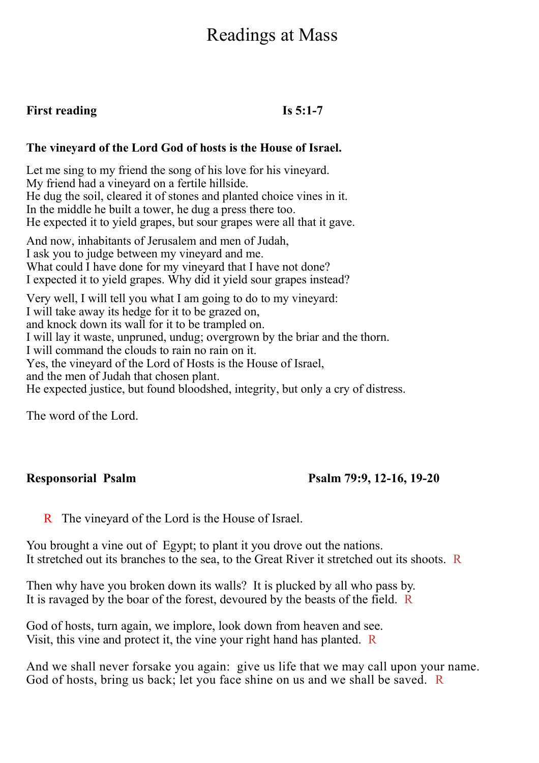# Readings at Mass

**First reading** **Is 5:1-7**

**The vineyard of the Lord God of hosts is the House of Israel.**

Let me sing to my friend the song of his love for his vineyard.
My friend had a vineyard on a fertile hillside.
He dug the soil, cleared it of stones and planted choice vines in it.
In the middle he built a tower, he dug a press there too.
He expected it to yield grapes, but sour grapes were all that it gave.

And now, inhabitants of Jerusalem and men of Judah,
I ask you to judge between my vineyard and me.
What could I have done for my vineyard that I have not done?
I expected it to yield grapes. Why did it yield sour grapes instead?

Very well, I will tell you what I am going to do to my vineyard:
I will take away its hedge for it to be grazed on,
and knock down its wall for it to be trampled on.
I will lay it waste, unpruned, undug; overgrown by the briar and the thorn.
I will command the clouds to rain no rain on it.
Yes, the vineyard of the Lord of Hosts is the House of Israel,
and the men of Judah that chosen plant.
He expected justice, but found bloodshed, integrity, but only a cry of distress.

The word of the Lord.

**Responsorial Psalm** **Psalm 79:9, 12-16, 19-20**

R The vineyard of the Lord is the House of Israel.

You brought a vine out of Egypt; to plant it you drove out the nations.
It stretched out its branches to the sea, to the Great River it stretched out its shoots. R

Then why have you broken down its walls? It is plucked by all who pass by.
It is ravaged by the boar of the forest, devoured by the beasts of the field. R

God of hosts, turn again, we implore, look down from heaven and see.
Visit, this vine and protect it, the vine your right hand has planted. R

And we shall never forsake you again: give us life that we may call upon your name.
God of hosts, bring us back; let you face shine on us and we shall be saved. R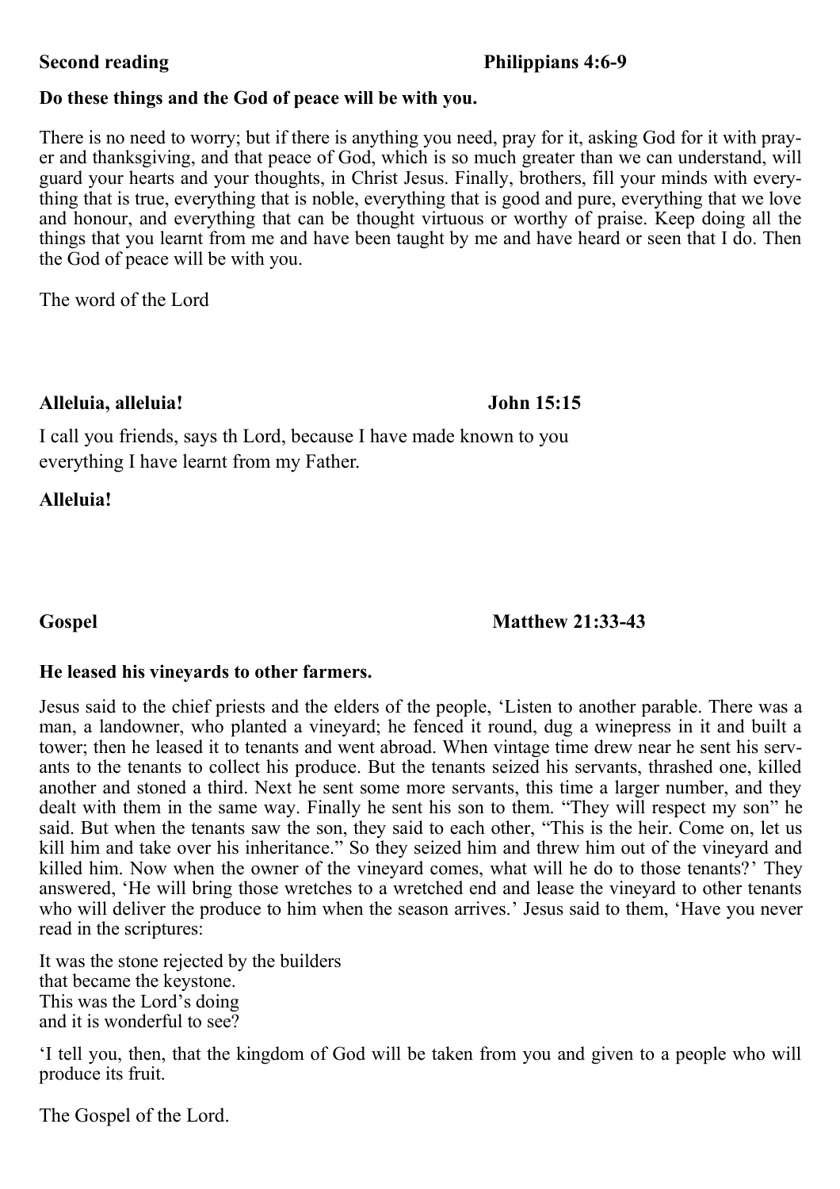**Second reading** **Philippians 4:6-9**

**Do these things and the God of peace will be with you.**

There is no need to worry; but if there is anything you need, pray for it, asking God for it with prayer and thanksgiving, and that peace of God, which is so much greater than we can understand, will guard your hearts and your thoughts, in Christ Jesus. Finally, brothers, fill your minds with everything that is true, everything that is noble, everything that is good and pure, everything that we love and honour, and everything that can be thought virtuous or worthy of praise. Keep doing all the things that you learnt from me and have been taught by me and have heard or seen that I do. Then the God of peace will be with you.

The word of the Lord

**Alleluia, alleluia!** **John 15:15**

I call you friends, says th Lord, because I have made known to you everything I have learnt from my Father.

**Alleluia!**

**Gospel** **Matthew 21:33-43**

**He leased his vineyards to other farmers.**

Jesus said to the chief priests and the elders of the people, 'Listen to another parable. There was a man, a landowner, who planted a vineyard; he fenced it round, dug a winepress in it and built a tower; then he leased it to tenants and went abroad. When vintage time drew near he sent his servants to the tenants to collect his produce. But the tenants seized his servants, thrashed one, killed another and stoned a third. Next he sent some more servants, this time a larger number, and they dealt with them in the same way. Finally he sent his son to them. "They will respect my son" he said. But when the tenants saw the son, they said to each other, "This is the heir. Come on, let us kill him and take over his inheritance." So they seized him and threw him out of the vineyard and killed him. Now when the owner of the vineyard comes, what will he do to those tenants?' They answered, 'He will bring those wretches to a wretched end and lease the vineyard to other tenants who will deliver the produce to him when the season arrives.' Jesus said to them, 'Have you never read in the scriptures:

It was the stone rejected by the builders
that became the keystone.
This was the Lord's doing
and it is wonderful to see?

'I tell you, then, that the kingdom of God will be taken from you and given to a people who will produce its fruit.

The Gospel of the Lord.